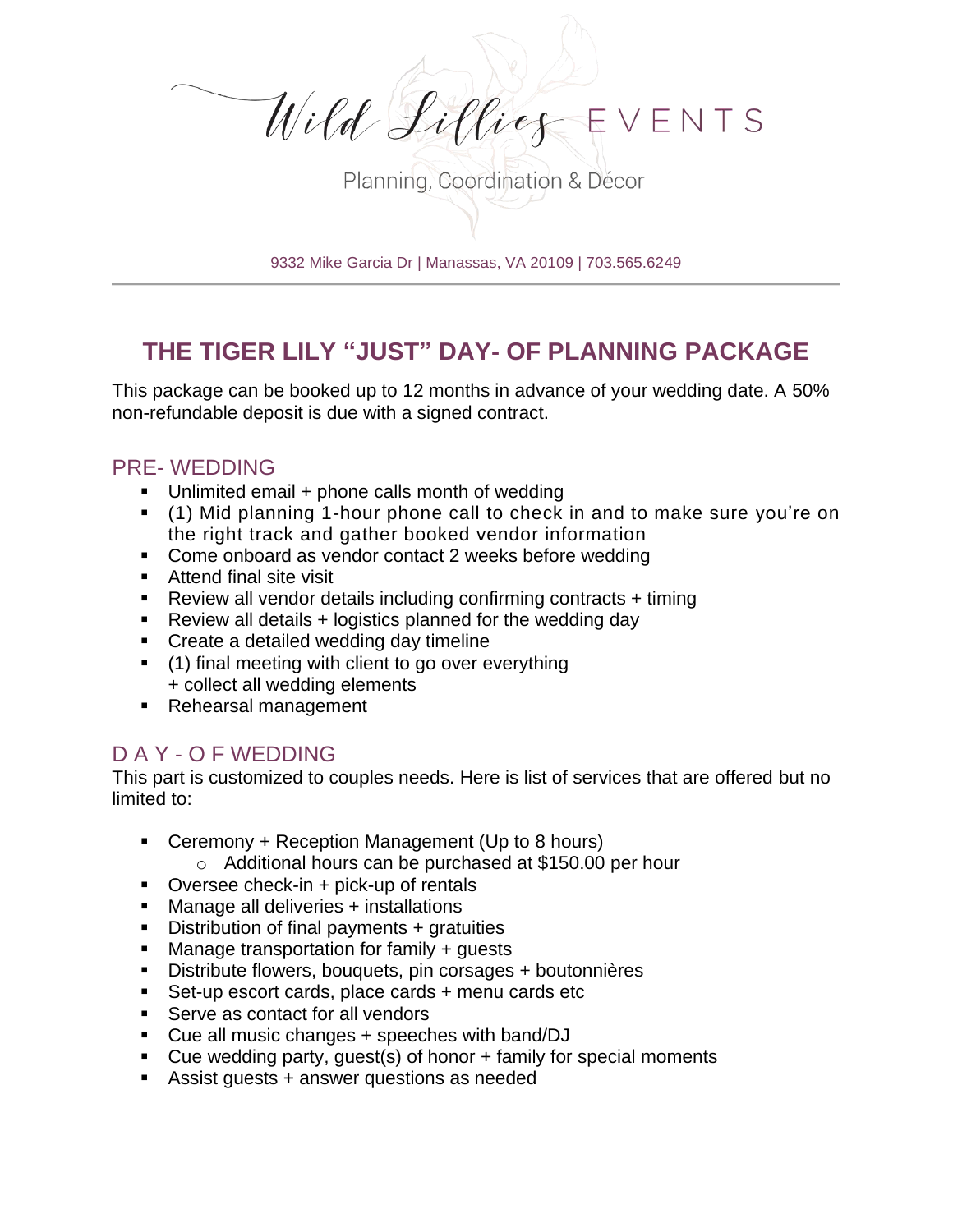Wild Lillies EVENTS

Planning, Coordination & Décor

9332 Mike Garcia Dr | Manassas, VA 20109 | 703.565.6249

# THE TIGER LILY “JUST” DAY- OF PLANNING PACKAGE

This package can be booked up to 12 months in advance of your wedding date. A 50% non-refundable deposit is due with a signed contract.

## PRE- WEDDING

- Unlimited email + phone calls month of wedding
- (1) Mid planning 1-hour phone call to check in and to make sure you’re on the right track and gather booked vendor information
- Come onboard as vendor contact 2 weeks before wedding
- Attend final site visit
- Review all vendor details including confirming contracts + timing
- Review all details + logistics planned for the wedding day
- Create a detailed wedding day timeline
- (1) final meeting with client to go over everything + collect all wedding elements
- Rehearsal management

## D A Y - O F WEDDING

This part is customized to couples needs. Here is list of services that are offered but no limited to:

- Ceremony + Reception Management (Up to 8 hours)
  - Additional hours can be purchased at $150.00 per hour
- Oversee check-in + pick-up of rentals
- Manage all deliveries + installations
- Distribution of final payments + gratuities
- Manage transportation for family + guests
- Distribute flowers, bouquets, pin corsages + boutonnières
- Set-up escort cards, place cards + menu cards etc
- Serve as contact for all vendors
- Cue all music changes + speeches with band/DJ
- Cue wedding party, guest(s) of honor + family for special moments
- Assist guests + answer questions as needed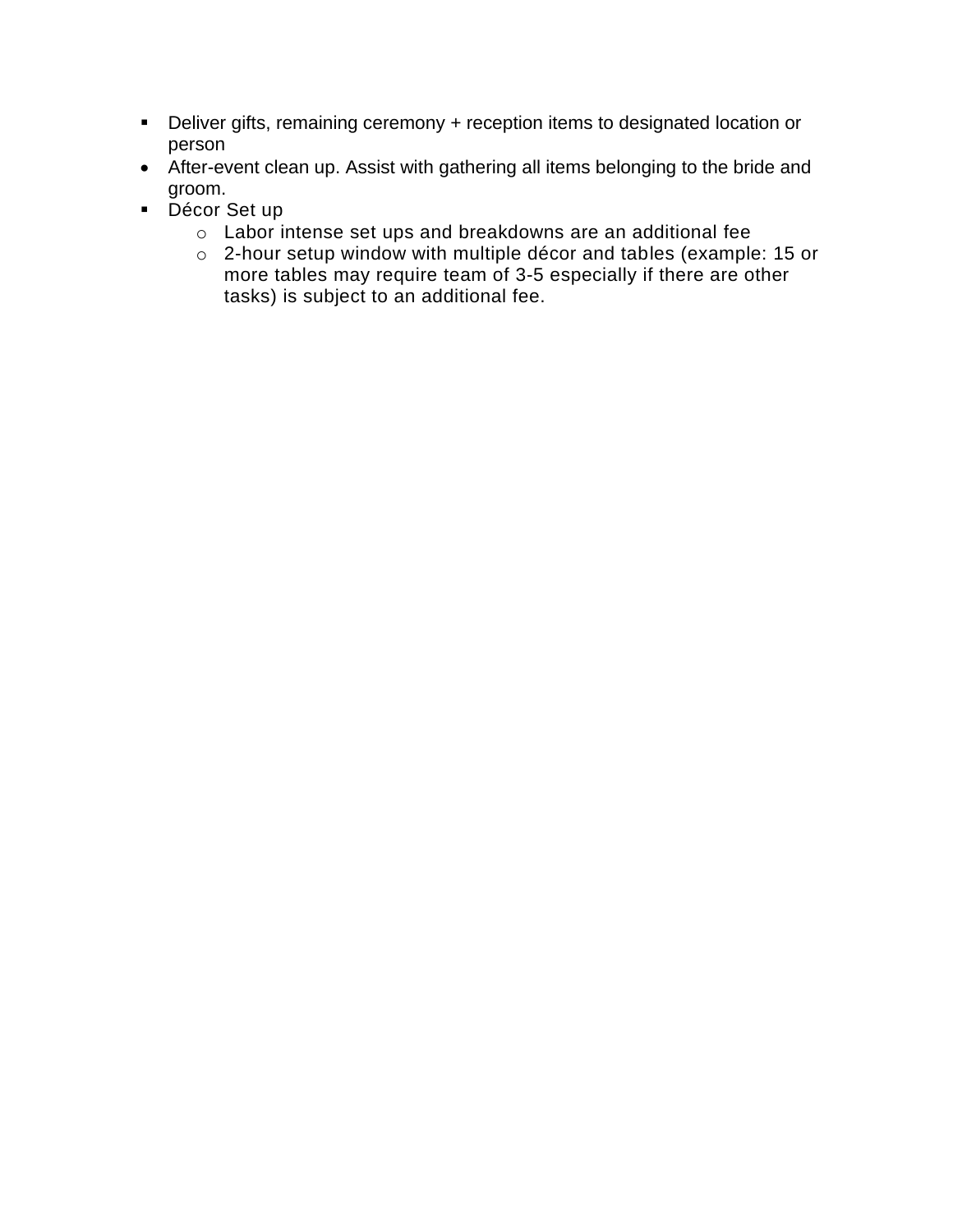- Deliver gifts, remaining ceremony + reception items to designated location or person
- After-event clean up. Assist with gathering all items belonging to the bride and groom.
- Décor Set up
  - Labor intense set ups and breakdowns are an additional fee
  - 2-hour setup window with multiple décor and tables (example: 15 or more tables may require team of 3-5 especially if there are other tasks) is subject to an additional fee.